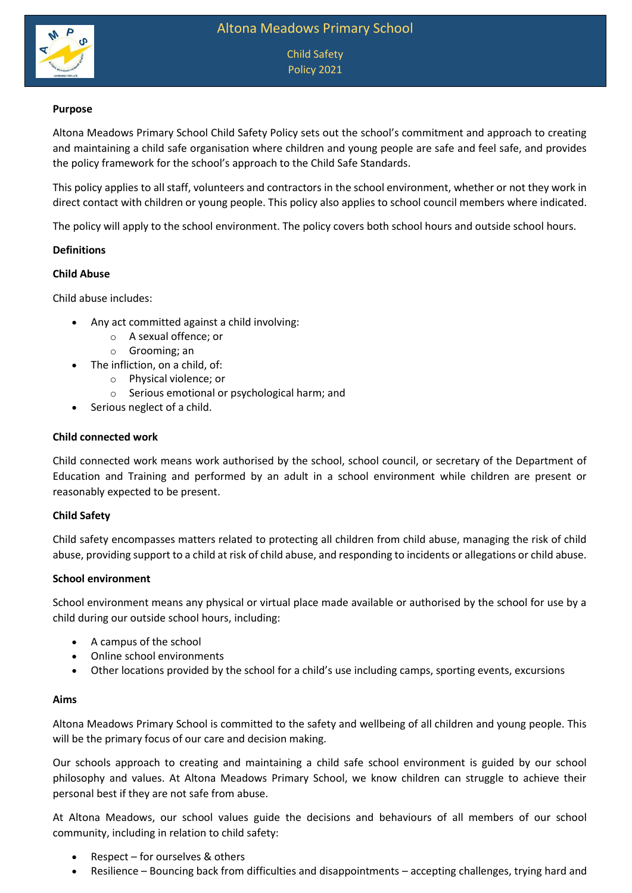# Altona Meadows Primary School

## Child Safety Policy 2021

**Purpose**

Altona Meadows Primary School Child Safety Policy sets out the school's commitment and approach to creating and maintaining a child safe organisation where children and young people are safe and feel safe, and provides the policy framework for the school's approach to the Child Safe Standards.

This policy applies to all staff, volunteers and contractors in the school environment, whether or not they work in direct contact with children or young people. This policy also applies to school council members where indicated.

The policy will apply to the school environment. The policy covers both school hours and outside school hours.

**Definitions**

**Child Abuse**

Child abuse includes:

- Any act committed against a child involving:
  - A sexual offence; or
  - Grooming; an
- The infliction, on a child, of:
  - Physical violence; or
  - Serious emotional or psychological harm; and
- Serious neglect of a child.

**Child connected work**

Child connected work means work authorised by the school, school council, or secretary of the Department of Education and Training and performed by an adult in a school environment while children are present or reasonably expected to be present.

**Child Safety**

Child safety encompasses matters related to protecting all children from child abuse, managing the risk of child abuse, providing support to a child at risk of child abuse, and responding to incidents or allegations or child abuse.

**School environment**

School environment means any physical or virtual place made available or authorised by the school for use by a child during our outside school hours, including:

- A campus of the school
- Online school environments
- Other locations provided by the school for a child's use including camps, sporting events, excursions

**Aims**

Altona Meadows Primary School is committed to the safety and wellbeing of all children and young people. This will be the primary focus of our care and decision making.

Our schools approach to creating and maintaining a child safe school environment is guided by our school philosophy and values. At Altona Meadows Primary School, we know children can struggle to achieve their personal best if they are not safe from abuse.

At Altona Meadows, our school values guide the decisions and behaviours of all members of our school community, including in relation to child safety:

- Respect – for ourselves & others
- Resilience – Bouncing back from difficulties and disappointments – accepting challenges, trying hard and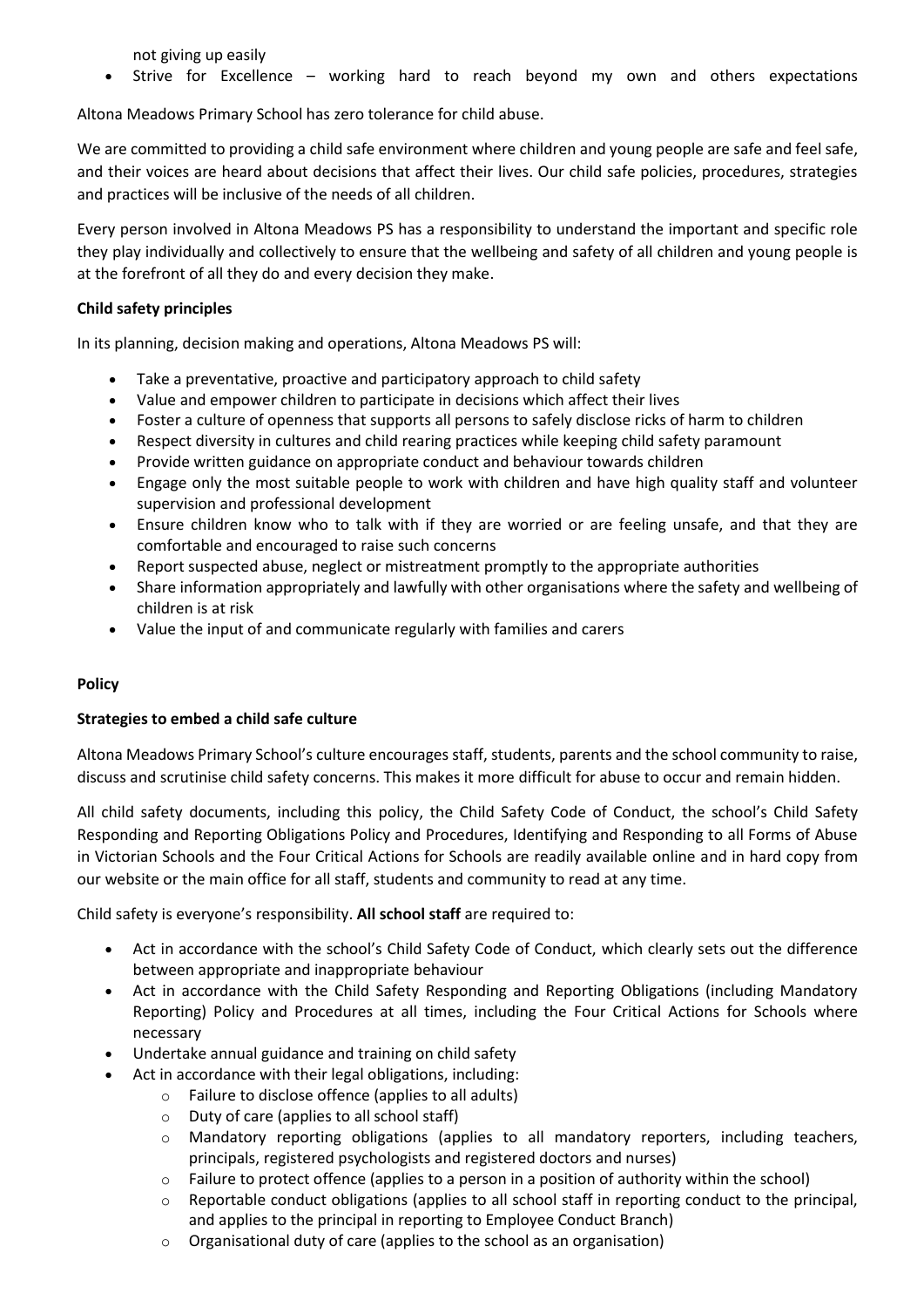not giving up easily

- Strive for Excellence – working hard to reach beyond my own and others expectations

Altona Meadows Primary School has zero tolerance for child abuse.

We are committed to providing a child safe environment where children and young people are safe and feel safe, and their voices are heard about decisions that affect their lives. Our child safe policies, procedures, strategies and practices will be inclusive of the needs of all children.

Every person involved in Altona Meadows PS has a responsibility to understand the important and specific role they play individually and collectively to ensure that the wellbeing and safety of all children and young people is at the forefront of all they do and every decision they make.

**Child safety principles**

In its planning, decision making and operations, Altona Meadows PS will:

- Take a preventative, proactive and participatory approach to child safety
- Value and empower children to participate in decisions which affect their lives
- Foster a culture of openness that supports all persons to safely disclose ricks of harm to children
- Respect diversity in cultures and child rearing practices while keeping child safety paramount
- Provide written guidance on appropriate conduct and behaviour towards children
- Engage only the most suitable people to work with children and have high quality staff and volunteer supervision and professional development
- Ensure children know who to talk with if they are worried or are feeling unsafe, and that they are comfortable and encouraged to raise such concerns
- Report suspected abuse, neglect or mistreatment promptly to the appropriate authorities
- Share information appropriately and lawfully with other organisations where the safety and wellbeing of children is at risk
- Value the input of and communicate regularly with families and carers

**Policy**

**Strategies to embed a child safe culture**

Altona Meadows Primary School's culture encourages staff, students, parents and the school community to raise, discuss and scrutinise child safety concerns. This makes it more difficult for abuse to occur and remain hidden.

All child safety documents, including this policy, the Child Safety Code of Conduct, the school's Child Safety Responding and Reporting Obligations Policy and Procedures, Identifying and Responding to all Forms of Abuse in Victorian Schools and the Four Critical Actions for Schools are readily available online and in hard copy from our website or the main office for all staff, students and community to read at any time.

Child safety is everyone's responsibility. **All school staff** are required to:

- Act in accordance with the school's Child Safety Code of Conduct, which clearly sets out the difference between appropriate and inappropriate behaviour
- Act in accordance with the Child Safety Responding and Reporting Obligations (including Mandatory Reporting) Policy and Procedures at all times, including the Four Critical Actions for Schools where necessary
- Undertake annual guidance and training on child safety
- Act in accordance with their legal obligations, including:
  - Failure to disclose offence (applies to all adults)
  - Duty of care (applies to all school staff)
  - Mandatory reporting obligations (applies to all mandatory reporters, including teachers, principals, registered psychologists and registered doctors and nurses)
  - Failure to protect offence (applies to a person in a position of authority within the school)
  - Reportable conduct obligations (applies to all school staff in reporting conduct to the principal, and applies to the principal in reporting to Employee Conduct Branch)
  - Organisational duty of care (applies to the school as an organisation)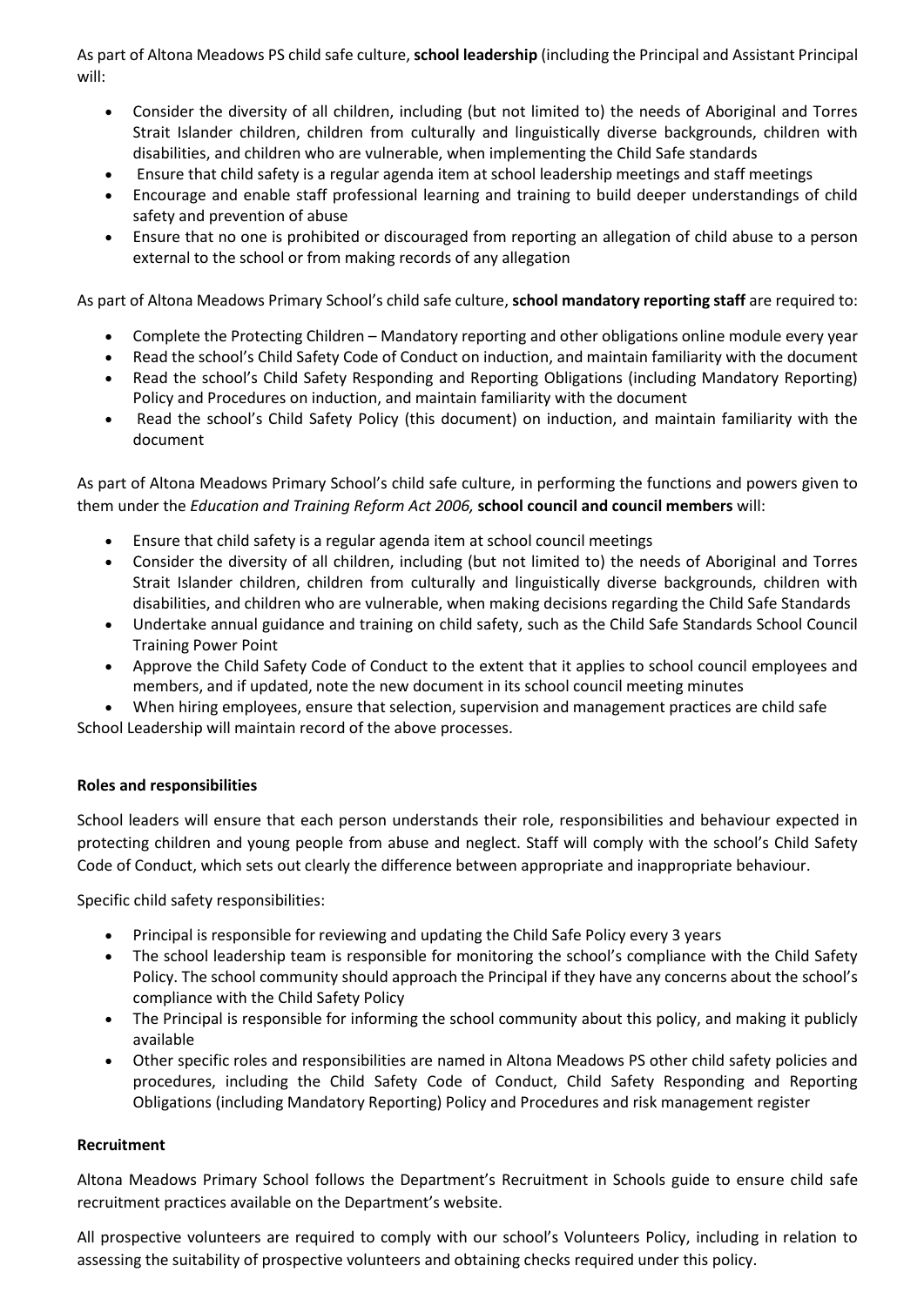As part of Altona Meadows PS child safe culture, **school leadership** (including the Principal and Assistant Principal will:

- Consider the diversity of all children, including (but not limited to) the needs of Aboriginal and Torres Strait Islander children, children from culturally and linguistically diverse backgrounds, children with disabilities, and children who are vulnerable, when implementing the Child Safe standards
- Ensure that child safety is a regular agenda item at school leadership meetings and staff meetings
- Encourage and enable staff professional learning and training to build deeper understandings of child safety and prevention of abuse
- Ensure that no one is prohibited or discouraged from reporting an allegation of child abuse to a person external to the school or from making records of any allegation

As part of Altona Meadows Primary School's child safe culture, **school mandatory reporting staff** are required to:

- Complete the Protecting Children – Mandatory reporting and other obligations online module every year
- Read the school's Child Safety Code of Conduct on induction, and maintain familiarity with the document
- Read the school's Child Safety Responding and Reporting Obligations (including Mandatory Reporting) Policy and Procedures on induction, and maintain familiarity with the document
- Read the school's Child Safety Policy (this document) on induction, and maintain familiarity with the document

As part of Altona Meadows Primary School's child safe culture, in performing the functions and powers given to them under the *Education and Training Reform Act 2006,* **school council and council members** will:

- Ensure that child safety is a regular agenda item at school council meetings
- Consider the diversity of all children, including (but not limited to) the needs of Aboriginal and Torres Strait Islander children, children from culturally and linguistically diverse backgrounds, children with disabilities, and children who are vulnerable, when making decisions regarding the Child Safe Standards
- Undertake annual guidance and training on child safety, such as the Child Safe Standards School Council Training Power Point
- Approve the Child Safety Code of Conduct to the extent that it applies to school council employees and members, and if updated, note the new document in its school council meeting minutes
- When hiring employees, ensure that selection, supervision and management practices are child safe

School Leadership will maintain record of the above processes.

**Roles and responsibilities**

School leaders will ensure that each person understands their role, responsibilities and behaviour expected in protecting children and young people from abuse and neglect. Staff will comply with the school's Child Safety Code of Conduct, which sets out clearly the difference between appropriate and inappropriate behaviour.

Specific child safety responsibilities:

- Principal is responsible for reviewing and updating the Child Safe Policy every 3 years
- The school leadership team is responsible for monitoring the school's compliance with the Child Safety Policy. The school community should approach the Principal if they have any concerns about the school's compliance with the Child Safety Policy
- The Principal is responsible for informing the school community about this policy, and making it publicly available
- Other specific roles and responsibilities are named in Altona Meadows PS other child safety policies and procedures, including the Child Safety Code of Conduct, Child Safety Responding and Reporting Obligations (including Mandatory Reporting) Policy and Procedures and risk management register

**Recruitment**

Altona Meadows Primary School follows the Department's Recruitment in Schools guide to ensure child safe recruitment practices available on the Department's website.

All prospective volunteers are required to comply with our school's Volunteers Policy, including in relation to assessing the suitability of prospective volunteers and obtaining checks required under this policy.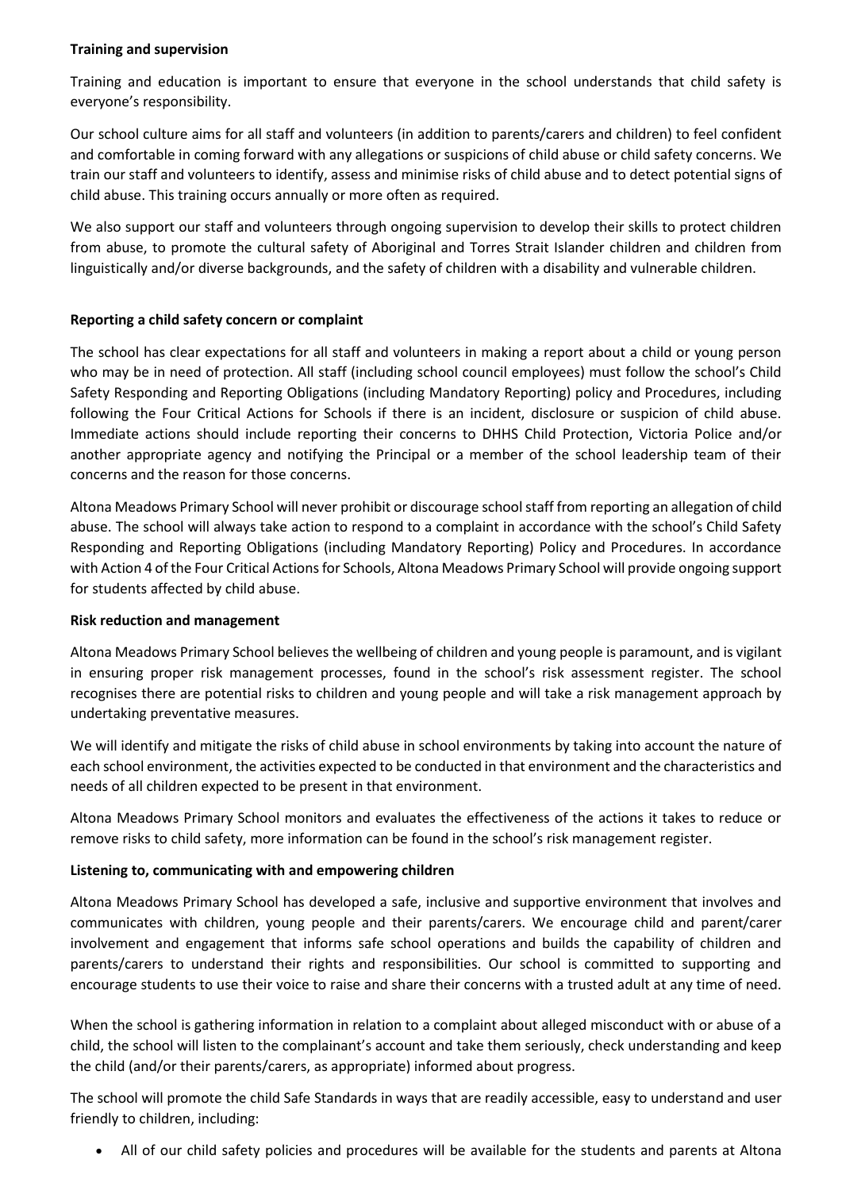**Training and supervision**

Training and education is important to ensure that everyone in the school understands that child safety is everyone's responsibility.

Our school culture aims for all staff and volunteers (in addition to parents/carers and children) to feel confident and comfortable in coming forward with any allegations or suspicions of child abuse or child safety concerns. We train our staff and volunteers to identify, assess and minimise risks of child abuse and to detect potential signs of child abuse. This training occurs annually or more often as required.

We also support our staff and volunteers through ongoing supervision to develop their skills to protect children from abuse, to promote the cultural safety of Aboriginal and Torres Strait Islander children and children from linguistically and/or diverse backgrounds, and the safety of children with a disability and vulnerable children.

**Reporting a child safety concern or complaint**

The school has clear expectations for all staff and volunteers in making a report about a child or young person who may be in need of protection. All staff (including school council employees) must follow the school's Child Safety Responding and Reporting Obligations (including Mandatory Reporting) policy and Procedures, including following the Four Critical Actions for Schools if there is an incident, disclosure or suspicion of child abuse. Immediate actions should include reporting their concerns to DHHS Child Protection, Victoria Police and/or another appropriate agency and notifying the Principal or a member of the school leadership team of their concerns and the reason for those concerns.

Altona Meadows Primary School will never prohibit or discourage school staff from reporting an allegation of child abuse. The school will always take action to respond to a complaint in accordance with the school's Child Safety Responding and Reporting Obligations (including Mandatory Reporting) Policy and Procedures. In accordance with Action 4 of the Four Critical Actions for Schools, Altona Meadows Primary School will provide ongoing support for students affected by child abuse.

**Risk reduction and management**

Altona Meadows Primary School believes the wellbeing of children and young people is paramount, and is vigilant in ensuring proper risk management processes, found in the school's risk assessment register. The school recognises there are potential risks to children and young people and will take a risk management approach by undertaking preventative measures.

We will identify and mitigate the risks of child abuse in school environments by taking into account the nature of each school environment, the activities expected to be conducted in that environment and the characteristics and needs of all children expected to be present in that environment.

Altona Meadows Primary School monitors and evaluates the effectiveness of the actions it takes to reduce or remove risks to child safety, more information can be found in the school's risk management register.

**Listening to, communicating with and empowering children**

Altona Meadows Primary School has developed a safe, inclusive and supportive environment that involves and communicates with children, young people and their parents/carers. We encourage child and parent/carer involvement and engagement that informs safe school operations and builds the capability of children and parents/carers to understand their rights and responsibilities. Our school is committed to supporting and encourage students to use their voice to raise and share their concerns with a trusted adult at any time of need.

When the school is gathering information in relation to a complaint about alleged misconduct with or abuse of a child, the school will listen to the complainant's account and take them seriously, check understanding and keep the child (and/or their parents/carers, as appropriate) informed about progress.

The school will promote the child Safe Standards in ways that are readily accessible, easy to understand and user friendly to children, including:

- All of our child safety policies and procedures will be available for the students and parents at Altona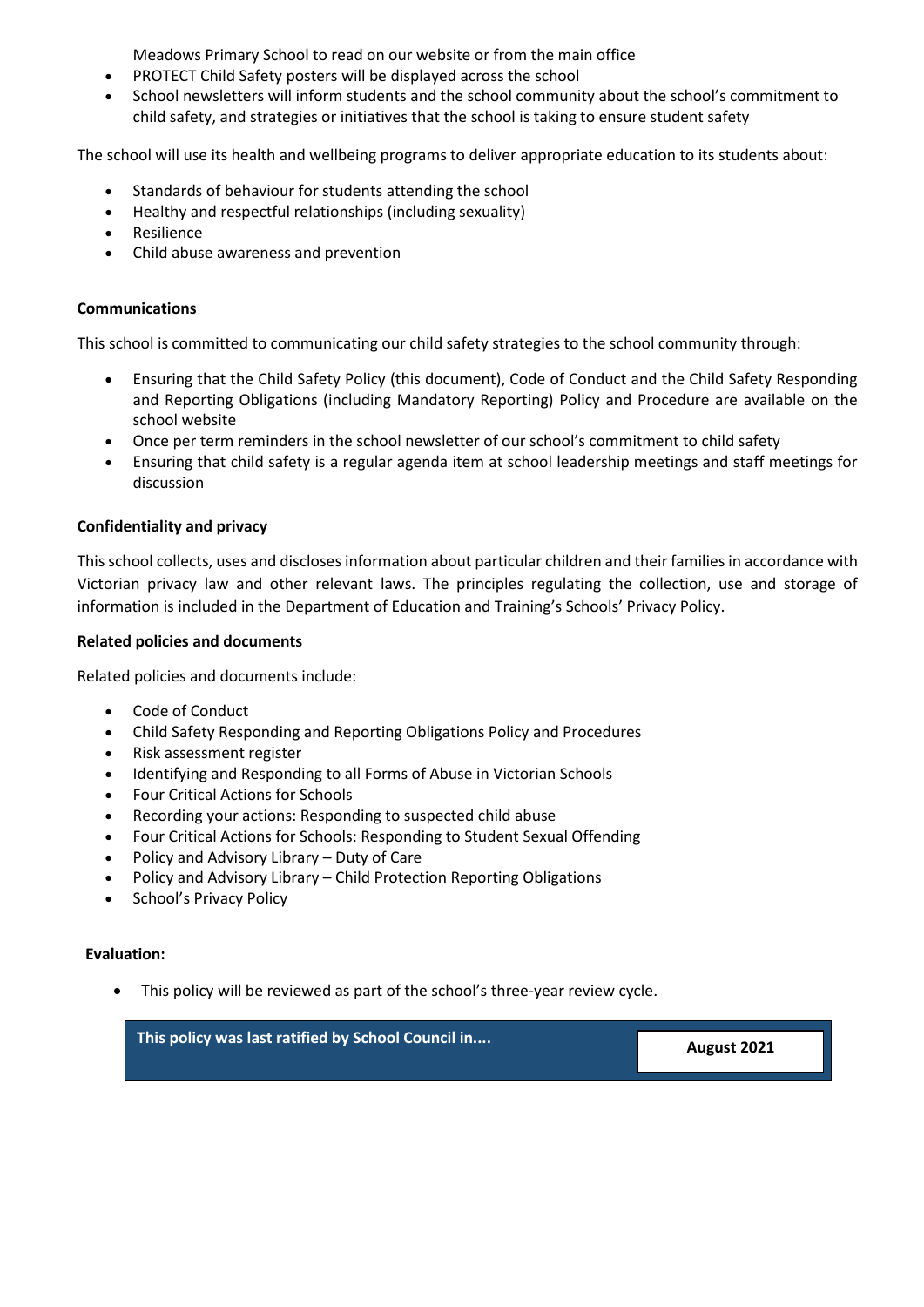Meadows Primary School to read on our website or from the main office

- PROTECT Child Safety posters will be displayed across the school
- School newsletters will inform students and the school community about the school's commitment to child safety, and strategies or initiatives that the school is taking to ensure student safety

The school will use its health and wellbeing programs to deliver appropriate education to its students about:

- Standards of behaviour for students attending the school
- Healthy and respectful relationships (including sexuality)
- Resilience
- Child abuse awareness and prevention

**Communications**

This school is committed to communicating our child safety strategies to the school community through:

- Ensuring that the Child Safety Policy (this document), Code of Conduct and the Child Safety Responding and Reporting Obligations (including Mandatory Reporting) Policy and Procedure are available on the school website
- Once per term reminders in the school newsletter of our school's commitment to child safety
- Ensuring that child safety is a regular agenda item at school leadership meetings and staff meetings for discussion

**Confidentiality and privacy**

This school collects, uses and discloses information about particular children and their families in accordance with Victorian privacy law and other relevant laws. The principles regulating the collection, use and storage of information is included in the Department of Education and Training's Schools' Privacy Policy.

**Related policies and documents**

Related policies and documents include:

- Code of Conduct
- Child Safety Responding and Reporting Obligations Policy and Procedures
- Risk assessment register
- Identifying and Responding to all Forms of Abuse in Victorian Schools
- Four Critical Actions for Schools
- Recording your actions: Responding to suspected child abuse
- Four Critical Actions for Schools: Responding to Student Sexual Offending
- Policy and Advisory Library – Duty of Care
- Policy and Advisory Library – Child Protection Reporting Obligations
- School's Privacy Policy

**Evaluation:**

- This policy will be reviewed as part of the school's three-year review cycle.

| | |
|---|---|
| **This policy was last ratified by School Council in....** | **August 2021** |